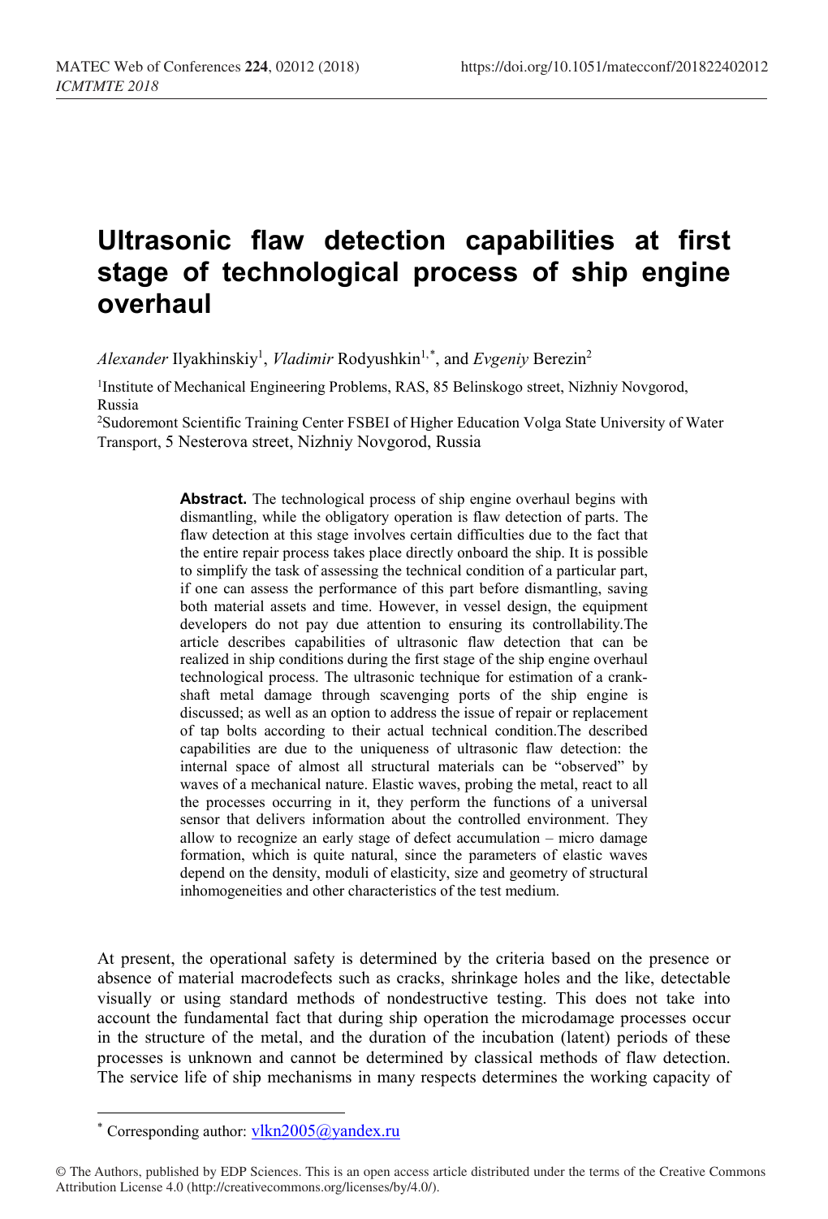# Ultrasonic flaw detection capabilities at first stage of technological process of ship engine overhaul

*Alexander* Ilyakhinskiy[1], *Vladimir* Rodyushkin[1,*], and *Evgeniy* Berezin[2]

[1]Institute of Mechanical Engineering Problems, RAS, 85 Belinskogo street, Nizhniy Novgorod, Russia

[2]Sudoremont Scientific Training Center FSBEI of Higher Education Volga State University of Water Transport, 5 Nesterova street, Nizhniy Novgorod, Russia

**Abstract.** The technological process of ship engine overhaul begins with dismantling, while the obligatory operation is flaw detection of parts. The flaw detection at this stage involves certain difficulties due to the fact that the entire repair process takes place directly onboard the ship. It is possible to simplify the task of assessing the technical condition of a particular part, if one can assess the performance of this part before dismantling, saving both material assets and time. However, in vessel design, the equipment developers do not pay due attention to ensuring its controllability.The article describes capabilities of ultrasonic flaw detection that can be realized in ship conditions during the first stage of the ship engine overhaul technological process. The ultrasonic technique for estimation of a crank-shaft metal damage through scavenging ports of the ship engine is discussed; as well as an option to address the issue of repair or replacement of tap bolts according to their actual technical condition.The described capabilities are due to the uniqueness of ultrasonic flaw detection: the internal space of almost all structural materials can be "observed" by waves of a mechanical nature. Elastic waves, probing the metal, react to all the processes occurring in it, they perform the functions of a universal sensor that delivers information about the controlled environment. They allow to recognize an early stage of defect accumulation – micro damage formation, which is quite natural, since the parameters of elastic waves depend on the density, moduli of elasticity, size and geometry of structural inhomogeneities and other characteristics of the test medium.

At present, the operational safety is determined by the criteria based on the presence or absence of material macrodefects such as cracks, shrinkage holes and the like, detectable visually or using standard methods of nondestructive testing. This does not take into account the fundamental fact that during ship operation the microdamage processes occur in the structure of the metal, and the duration of the incubation (latent) periods of these processes is unknown and cannot be determined by classical methods of flaw detection. The service life of ship mechanisms in many respects determines the working capacity of

[*] Corresponding author: vlkn2005@yandex.ru

© The Authors, published by EDP Sciences. This is an open access article distributed under the terms of the Creative Commons Attribution License 4.0 (http://creativecommons.org/licenses/by/4.0/).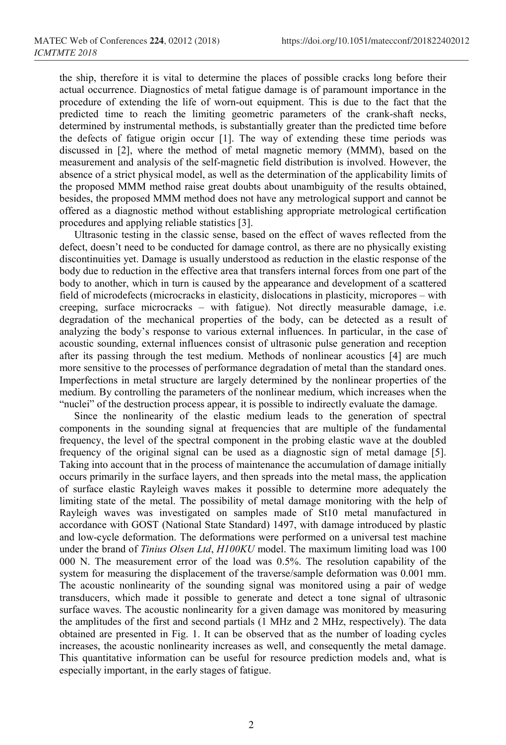the ship, therefore it is vital to determine the places of possible cracks long before their actual occurrence. Diagnostics of metal fatigue damage is of paramount importance in the procedure of extending the life of worn-out equipment. This is due to the fact that the predicted time to reach the limiting geometric parameters of the crank-shaft necks, determined by instrumental methods, is substantially greater than the predicted time before the defects of fatigue origin occur [1]. The way of extending these time periods was discussed in [2], where the method of metal magnetic memory (MMM), based on the measurement and analysis of the self-magnetic field distribution is involved. However, the absence of a strict physical model, as well as the determination of the applicability limits of the proposed MMM method raise great doubts about unambiguity of the results obtained, besides, the proposed MMM method does not have any metrological support and cannot be offered as a diagnostic method without establishing appropriate metrological certification procedures and applying reliable statistics [3].

Ultrasonic testing in the classic sense, based on the effect of waves reflected from the defect, doesn't need to be conducted for damage control, as there are no physically existing discontinuities yet. Damage is usually understood as reduction in the elastic response of the body due to reduction in the effective area that transfers internal forces from one part of the body to another, which in turn is caused by the appearance and development of a scattered field of microdefects (microcracks in elasticity, dislocations in plasticity, micropores – with creeping, surface microcracks – with fatigue). Not directly measurable damage, i.e. degradation of the mechanical properties of the body, can be detected as a result of analyzing the body's response to various external influences. In particular, in the case of acoustic sounding, external influences consist of ultrasonic pulse generation and reception after its passing through the test medium. Methods of nonlinear acoustics [4] are much more sensitive to the processes of performance degradation of metal than the standard ones. Imperfections in metal structure are largely determined by the nonlinear properties of the medium. By controlling the parameters of the nonlinear medium, which increases when the "nuclei" of the destruction process appear, it is possible to indirectly evaluate the damage.

Since the nonlinearity of the elastic medium leads to the generation of spectral components in the sounding signal at frequencies that are multiple of the fundamental frequency, the level of the spectral component in the probing elastic wave at the doubled frequency of the original signal can be used as a diagnostic sign of metal damage [5]. Taking into account that in the process of maintenance the accumulation of damage initially occurs primarily in the surface layers, and then spreads into the metal mass, the application of surface elastic Rayleigh waves makes it possible to determine more adequately the limiting state of the metal. The possibility of metal damage monitoring with the help of Rayleigh waves was investigated on samples made of St10 metal manufactured in accordance with GOST (National State Standard) 1497, with damage introduced by plastic and low-cycle deformation. The deformations were performed on a universal test machine under the brand of *Tinius Olsen Ltd*, *H100KU* model. The maximum limiting load was 100 000 N. The measurement error of the load was 0.5%. The resolution capability of the system for measuring the displacement of the traverse/sample deformation was 0.001 mm. The acoustic nonlinearity of the sounding signal was monitored using a pair of wedge transducers, which made it possible to generate and detect a tone signal of ultrasonic surface waves. The acoustic nonlinearity for a given damage was monitored by measuring the amplitudes of the first and second partials (1 MHz and 2 MHz, respectively). The data obtained are presented in Fig. 1. It can be observed that as the number of loading cycles increases, the acoustic nonlinearity increases as well, and consequently the metal damage. This quantitative information can be useful for resource prediction models and, what is especially important, in the early stages of fatigue.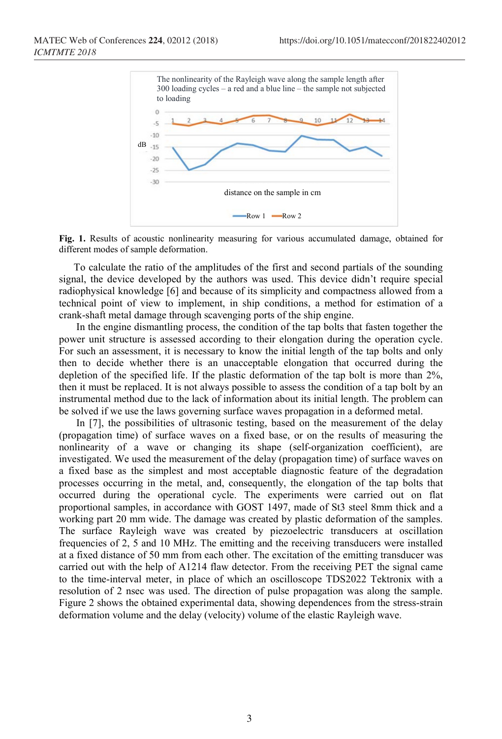The nonlinearity of the Rayleigh wave along the sample length after 300 loading cycles – a red and a blue line – the sample not subjected to loading

dB

0
-5
-10
-15
-20
-25
-30

1 2 3 4 5 6 7 8 9 10 11 12 13 14

distance on the sample in cm

Row 1
Row 2

**Fig. 1.** Results of acoustic nonlinearity measuring for various accumulated damage, obtained for different modes of sample deformation.

To calculate the ratio of the amplitudes of the first and second partials of the sounding signal, the device developed by the authors was used. This device didn't require special radiophysical knowledge [6] and because of its simplicity and compactness allowed from a technical point of view to implement, in ship conditions, a method for estimation of a crank-shaft metal damage through scavenging ports of the ship engine.

In the engine dismantling process, the condition of the tap bolts that fasten together the power unit structure is assessed according to their elongation during the operation cycle. For such an assessment, it is necessary to know the initial length of the tap bolts and only then to decide whether there is an unacceptable elongation that occurred during the depletion of the specified life. If the plastic deformation of the tap bolt is more than 2%, then it must be replaced. It is not always possible to assess the condition of a tap bolt by an instrumental method due to the lack of information about its initial length. The problem can be solved if we use the laws governing surface waves propagation in a deformed metal.

In [7], the possibilities of ultrasonic testing, based on the measurement of the delay (propagation time) of surface waves on a fixed base, or on the results of measuring the nonlinearity of a wave or changing its shape (self-organization coefficient), are investigated. We used the measurement of the delay (propagation time) of surface waves on a fixed base as the simplest and most acceptable diagnostic feature of the degradation processes occurring in the metal, and, consequently, the elongation of the tap bolts that occurred during the operational cycle. The experiments were carried out on flat proportional samples, in accordance with GOST 1497, made of St3 steel 8mm thick and a working part 20 mm wide. The damage was created by plastic deformation of the samples. The surface Rayleigh wave was created by piezoelectric transducers at oscillation frequencies of 2, 5 and 10 MHz. The emitting and the receiving transducers were installed at a fixed distance of 50 mm from each other. The excitation of the emitting transducer was carried out with the help of A1214 flaw detector. From the receiving PET the signal came to the time-interval meter, in place of which an oscilloscope TDS2022 Tektronix with a resolution of 2 nsec was used. The direction of pulse propagation was along the sample. Figure 2 shows the obtained experimental data, showing dependences from the stress-strain deformation volume and the delay (velocity) volume of the elastic Rayleigh wave.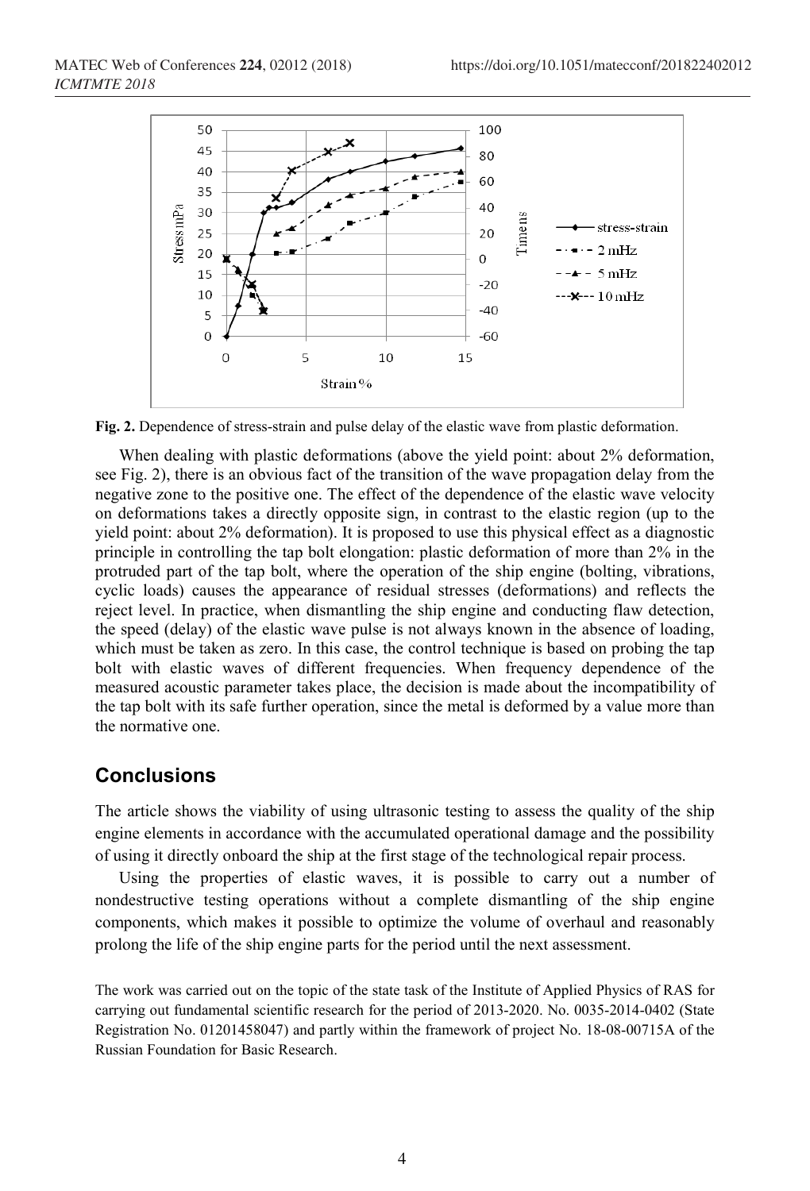50
45
40
35
30
25
20
15
10
5
0

100
80
60
40
20
0
-20
-40
-60

0
5
10
15

Stress mPa

Time ns

Strain %

stress-strain
2 mHz
5 mHz
10 mHz

**Fig. 2.** Dependence of stress-strain and pulse delay of the elastic wave from plastic deformation.

When dealing with plastic deformations (above the yield point: about 2% deformation, see Fig. 2), there is an obvious fact of the transition of the wave propagation delay from the negative zone to the positive one. The effect of the dependence of the elastic wave velocity on deformations takes a directly opposite sign, in contrast to the elastic region (up to the yield point: about 2% deformation). It is proposed to use this physical effect as a diagnostic principle in controlling the tap bolt elongation: plastic deformation of more than 2% in the protruded part of the tap bolt, where the operation of the ship engine (bolting, vibrations, cyclic loads) causes the appearance of residual stresses (deformations) and reflects the reject level. In practice, when dismantling the ship engine and conducting flaw detection, the speed (delay) of the elastic wave pulse is not always known in the absence of loading, which must be taken as zero. In this case, the control technique is based on probing the tap bolt with elastic waves of different frequencies. When frequency dependence of the measured acoustic parameter takes place, the decision is made about the incompatibility of the tap bolt with its safe further operation, since the metal is deformed by a value more than the normative one.

## Conclusions

The article shows the viability of using ultrasonic testing to assess the quality of the ship engine elements in accordance with the accumulated operational damage and the possibility of using it directly onboard the ship at the first stage of the technological repair process.

Using the properties of elastic waves, it is possible to carry out a number of nondestructive testing operations without a complete dismantling of the ship engine components, which makes it possible to optimize the volume of overhaul and reasonably prolong the life of the ship engine parts for the period until the next assessment.

The work was carried out on the topic of the state task of the Institute of Applied Physics of RAS for carrying out fundamental scientific research for the period of 2013-2020. No. 0035-2014-0402 (State Registration No. 01201458047) and partly within the framework of project No. 18-08-00715A of the Russian Foundation for Basic Research.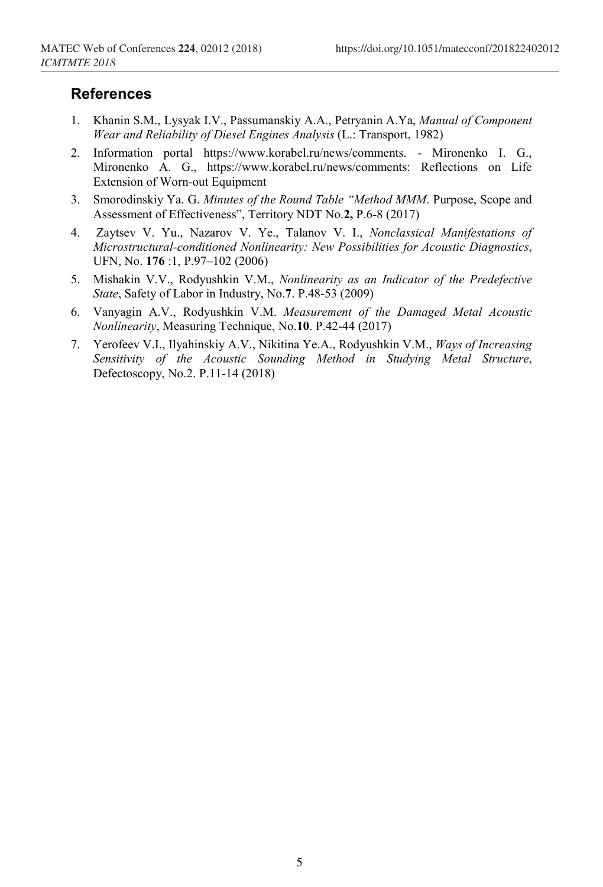## References

1. Khanin S.M., Lysyak I.V., Passumanskiy A.A., Petryanin A.Ya, *Manual of Component Wear and Reliability of Diesel Engines Analysis* (L.: Transport, 1982)
2. Information portal https://www.korabel.ru/news/comments. - Mironenko I. G., Mironenko A. G., https://www.korabel.ru/news/comments: Reflections on Life Extension of Worn-out Equipment
3. Smorodinskiy Ya. G. *Minutes of the Round Table "Method MMM*. Purpose, Scope and Assessment of Effectiveness", Territory NDT No.**2,** P.6-8 (2017)
4. Zaytsev V. Yu., Nazarov V. Ye., Talanov V. I., *Nonclassical Manifestations of Microstructural-conditioned Nonlinearity: New Possibilities for Acoustic Diagnostics*, UFN, No. **176** :1, P.97–102 (2006)
5. Mishakin V.V., Rodyushkin V.M., *Nonlinearity as an Indicator of the Predefective State*, Safety of Labor in Industry, No.**7**. P.48-53 (2009)
6. Vanyagin A.V., Rodyushkin V.M. *Measurement of the Damaged Metal Acoustic Nonlinearity*, Measuring Technique, No.**10**. P.42-44 (2017)
7. Yerofeev V.I., Ilyahinskiy A.V., Nikitina Ye.A., Rodyushkin V.M., *Ways of Increasing Sensitivity of the Acoustic Sounding Method in Studying Metal Structure*, Defectoscopy, No.2. P.11-14 (2018)